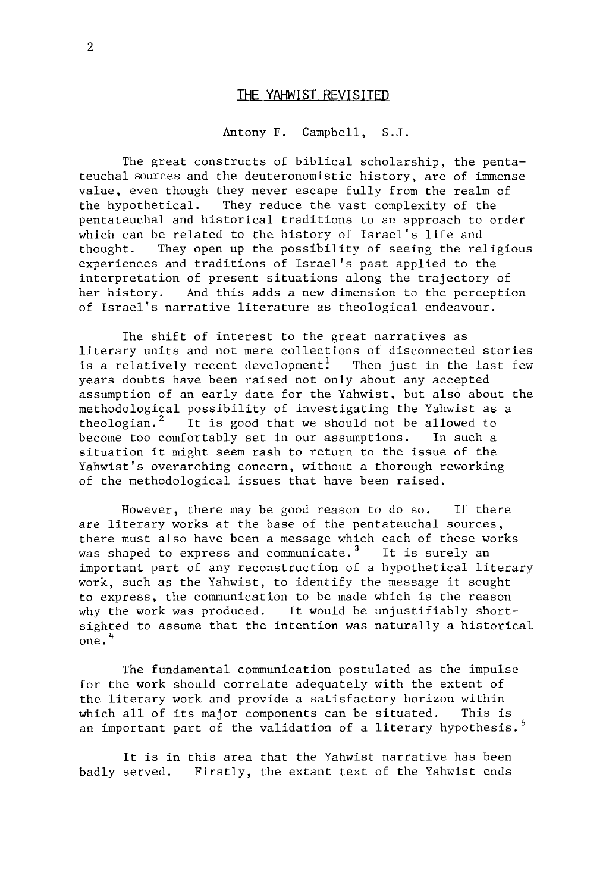# THE YAHWIST REVISITED

Antony F. Campbell, S.J.

The great constructs of biblical scholarship, the pentateuchal sources and the deuteronomistic history, are of immense value, even though they never escape fully from the realm of the hypothetical. They reduce the vast complexity of the pentateuchal and historical traditions to an approach to order which can be related to the history of Israel's life and thought. They open up the possibility of seeing the religious experiences and traditions of Israel's past applied to the interpretation of present situations along the trajectory of her history. And this adds a new dimension to the perception of Israel's narrative literature as theological endeavour.

The shift of interest to the great narratives as literary units and not mere collections of disconnected stories is a relatively recent development.[1] Then just in the last few years doubts have been raised not only about any accepted assumption of an early date for the Yahwist, but also about the methodological possibility of investigating the Yahwist as a theologian.[2] It is good that we should not be allowed to become too comfortably set in our assumptions. In such a situation it might seem rash to return to the issue of the Yahwist's overarching concern, without a thorough reworking of the methodological issues that have been raised.

However, there may be good reason to do so. If there are literary works at the base of the pentateuchal sources, there must also have been a message which each of these works was shaped to express and communicate.[3] It is surely an important part of any reconstruction of a hypothetical literary work, such as the Yahwist, to identify the message it sought to express, the communication to be made which is the reason why the work was produced. It would be unjustifiably shortsighted to assume that the intention was naturally a historical one.[4]

The fundamental communication postulated as the impulse for the work should correlate adequately with the extent of the literary work and provide a satisfactory horizon within which all of its major components can be situated. This is an important part of the validation of a literary hypothesis.[5]

It is in this area that the Yahwist narrative has been badly served. Firstly, the extant text of the Yahwist ends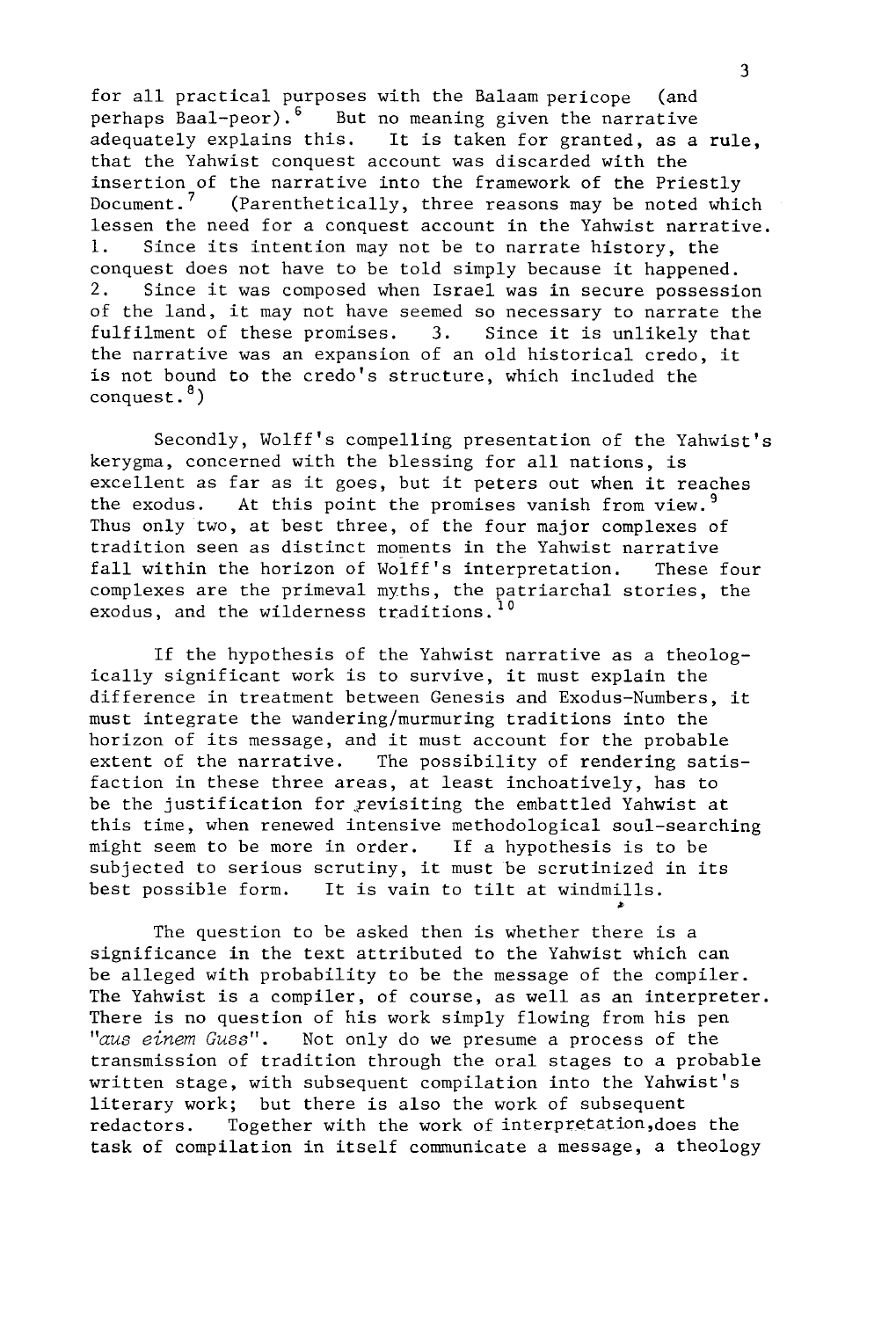for all practical purposes with the Balaam pericope (and perhaps Baal-peor).[6] But no meaning given the narrative adequately explains this. It is taken for granted, as a rule, that the Yahwist conquest account was discarded with the insertion of the narrative into the framework of the Priestly Document.[7] (Parenthetically, three reasons may be noted which lessen the need for a conquest account in the Yahwist narrative. 1. Since its intention may not be to narrate history, the conquest does not have to be told simply because it happened. 2. Since it was composed when Israel was in secure possession of the land, it may not have seemed so necessary to narrate the fulfilment of these promises. 3. Since it is unlikely that the narrative was an expansion of an old historical credo, it is not bound to the credo's structure, which included the conquest.[8])

Secondly, Wolff's compelling presentation of the Yahwist's kerygma, concerned with the blessing for all nations, is excellent as far as it goes, but it peters out when it reaches the exodus. At this point the promises vanish from view.[9] Thus only two, at best three, of the four major complexes of tradition seen as distinct moments in the Yahwist narrative fall within the horizon of Wolff's interpretation. These four complexes are the primeval myths, the patriarchal stories, the exodus, and the wilderness traditions.[10]

If the hypothesis of the Yahwist narrative as a theologically significant work is to survive, it must explain the difference in treatment between Genesis and Exodus-Numbers, it must integrate the wandering/murmuring traditions into the horizon of its message, and it must account for the probable extent of the narrative. The possibility of rendering satisfaction in these three areas, at least inchoatively, has to be the justification for revisiting the embattled Yahwist at this time, when renewed intensive methodological soul-searching might seem to be more in order. If a hypothesis is to be subjected to serious scrutiny, it must be scrutinized in its best possible form. It is vain to tilt at windmills.

The question to be asked then is whether there is a significance in the text attributed to the Yahwist which can be alleged with probability to be the message of the compiler. The Yahwist is a compiler, of course, as well as an interpreter. There is no question of his work simply flowing from his pen "*aus einem Guss*". Not only do we presume a process of the transmission of tradition through the oral stages to a probable written stage, with subsequent compilation into the Yahwist's literary work; but there is also the work of subsequent redactors. Together with the work of interpretation, does the task of compilation in itself communicate a message, a theology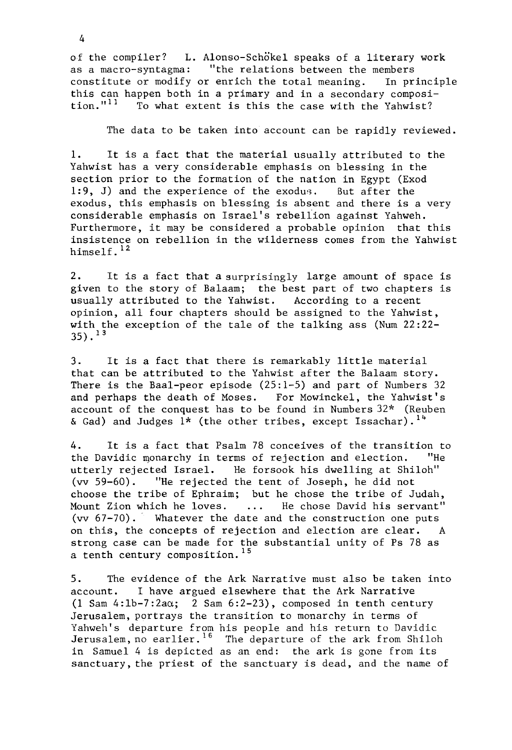of the compiler? L. Alonso-Schökel speaks of a literary work as a macro-syntagma: "the relations between the members constitute or modify or enrich the total meaning. In principle this can happen both in a primary and in a secondary composition."[11] To what extent is this the case with the Yahwist?

The data to be taken into account can be rapidly reviewed.

1. It is a fact that the material usually attributed to the Yahwist has a very considerable emphasis on blessing in the section prior to the formation of the nation in Egypt (Exod 1:9, J) and the experience of the exodus. But after the exodus, this emphasis on blessing is absent and there is a very considerable emphasis on Israel's rebellion against Yahweh. Furthermore, it may be considered a probable opinion that this insistence on rebellion in the wilderness comes from the Yahwist himself.[12]

2. It is a fact that a surprisingly large amount of space is given to the story of Balaam; the best part of two chapters is usually attributed to the Yahwist. According to a recent opinion, all four chapters should be assigned to the Yahwist, with the exception of the tale of the talking ass (Num 22:22-35).[13]

3. It is a fact that there is remarkably little material that can be attributed to the Yahwist after the Balaam story. There is the Baal-peor episode (25:1-5) and part of Numbers 32 and perhaps the death of Moses. For Mowinckel, the Yahwist's account of the conquest has to be found in Numbers 32* (Reuben & Gad) and Judges 1* (the other tribes, except Issachar).[14]

4. It is a fact that Psalm 78 conceives of the transition to the Davidic monarchy in terms of rejection and election. "He utterly rejected Israel. He forsook his dwelling at Shiloh" (vv 59-60). "He rejected the tent of Joseph, he did not choose the tribe of Ephraim; but he chose the tribe of Judah, Mount Zion which he loves. ... He chose David his servant" (vv 67-70). Whatever the date and the construction one puts on this, the concepts of rejection and election are clear. A strong case can be made for the substantial unity of Ps 78 as a tenth century composition.[15]

5. The evidence of the Ark Narrative must also be taken into account. I have argued elsewhere that the Ark Narrative (1 Sam 4:1b-7:2aα; 2 Sam 6:2-23), composed in tenth century Jerusalem, portrays the transition to monarchy in terms of Yahweh's departure from his people and his return to Davidic Jerusalem, no earlier.[16] The departure of the ark from Shiloh in Samuel 4 is depicted as an end: the ark is gone from its sanctuary, the priest of the sanctuary is dead, and the name of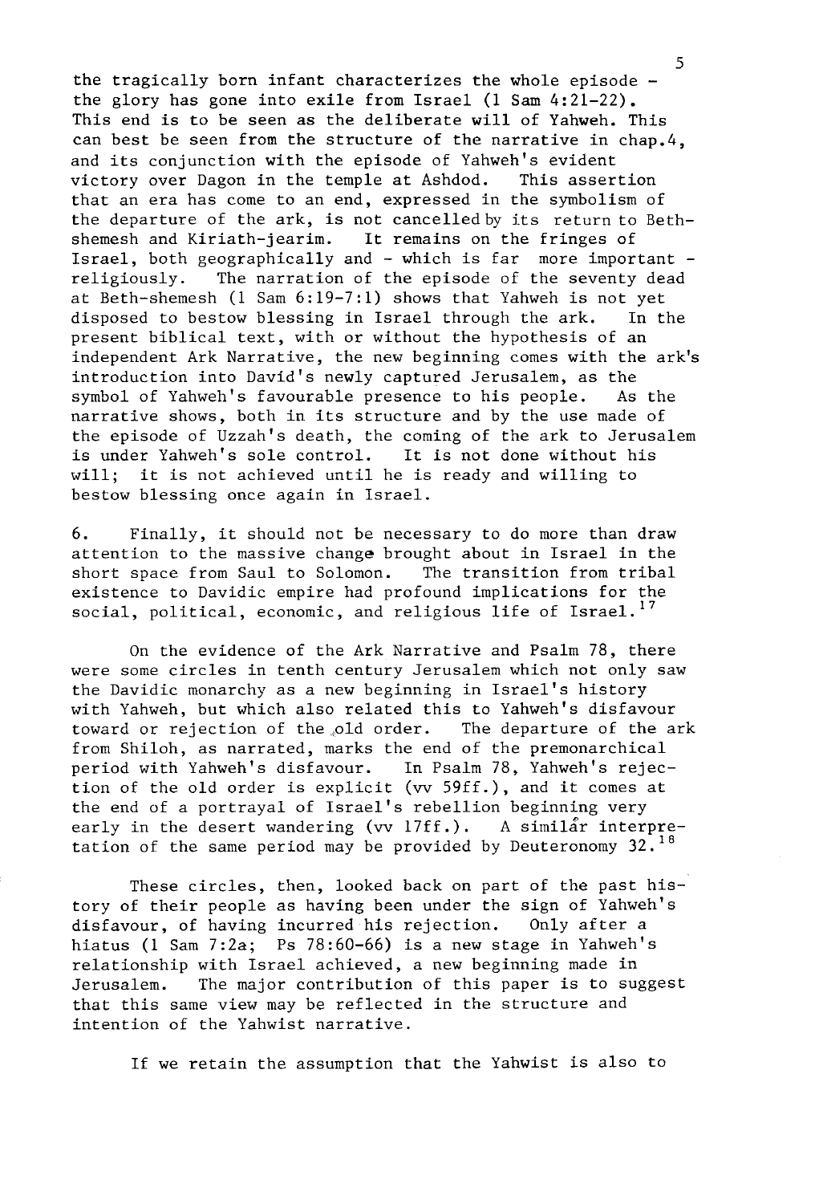the tragically born infant characterizes the whole episode - the glory has gone into exile from Israel (1 Sam 4:21-22). This end is to be seen as the deliberate will of Yahweh. This can best be seen from the structure of the narrative in chap.4, and its conjunction with the episode of Yahweh's evident victory over Dagon in the temple at Ashdod. This assertion that an era has come to an end, expressed in the symbolism of the departure of the ark, is not cancelled by its return to Beth-shemesh and Kiriath-jearim. It remains on the fringes of Israel, both geographically and - which is far more important - religiously. The narration of the episode of the seventy dead at Beth-shemesh (1 Sam 6:19-7:1) shows that Yahweh is not yet disposed to bestow blessing in Israel through the ark. In the present biblical text, with or without the hypothesis of an independent Ark Narrative, the new beginning comes with the ark's introduction into David's newly captured Jerusalem, as the symbol of Yahweh's favourable presence to his people. As the narrative shows, both in its structure and by the use made of the episode of Uzzah's death, the coming of the ark to Jerusalem is under Yahweh's sole control. It is not done without his will; it is not achieved until he is ready and willing to bestow blessing once again in Israel.

6. Finally, it should not be necessary to do more than draw attention to the massive change brought about in Israel in the short space from Saul to Solomon. The transition from tribal existence to Davidic empire had profound implications for the social, political, economic, and religious life of Israel.[17]

On the evidence of the Ark Narrative and Psalm 78, there were some circles in tenth century Jerusalem which not only saw the Davidic monarchy as a new beginning in Israel's history with Yahweh, but which also related this to Yahweh's disfavour toward or rejection of the old order. The departure of the ark from Shiloh, as narrated, marks the end of the premonarchical period with Yahweh's disfavour. In Psalm 78, Yahweh's rejection of the old order is explicit (vv 59ff.), and it comes at the end of a portrayal of Israel's rebellion beginning very early in the desert wandering (vv 17ff.). A similar interpretation of the same period may be provided by Deuteronomy 32.[18]

These circles, then, looked back on part of the past history of their people as having been under the sign of Yahweh's disfavour, of having incurred his rejection. Only after a hiatus (1 Sam 7:2a; Ps 78:60-66) is a new stage in Yahweh's relationship with Israel achieved, a new beginning made in Jerusalem. The major contribution of this paper is to suggest that this same view may be reflected in the structure and intention of the Yahwist narrative.

If we retain the assumption that the Yahwist is also to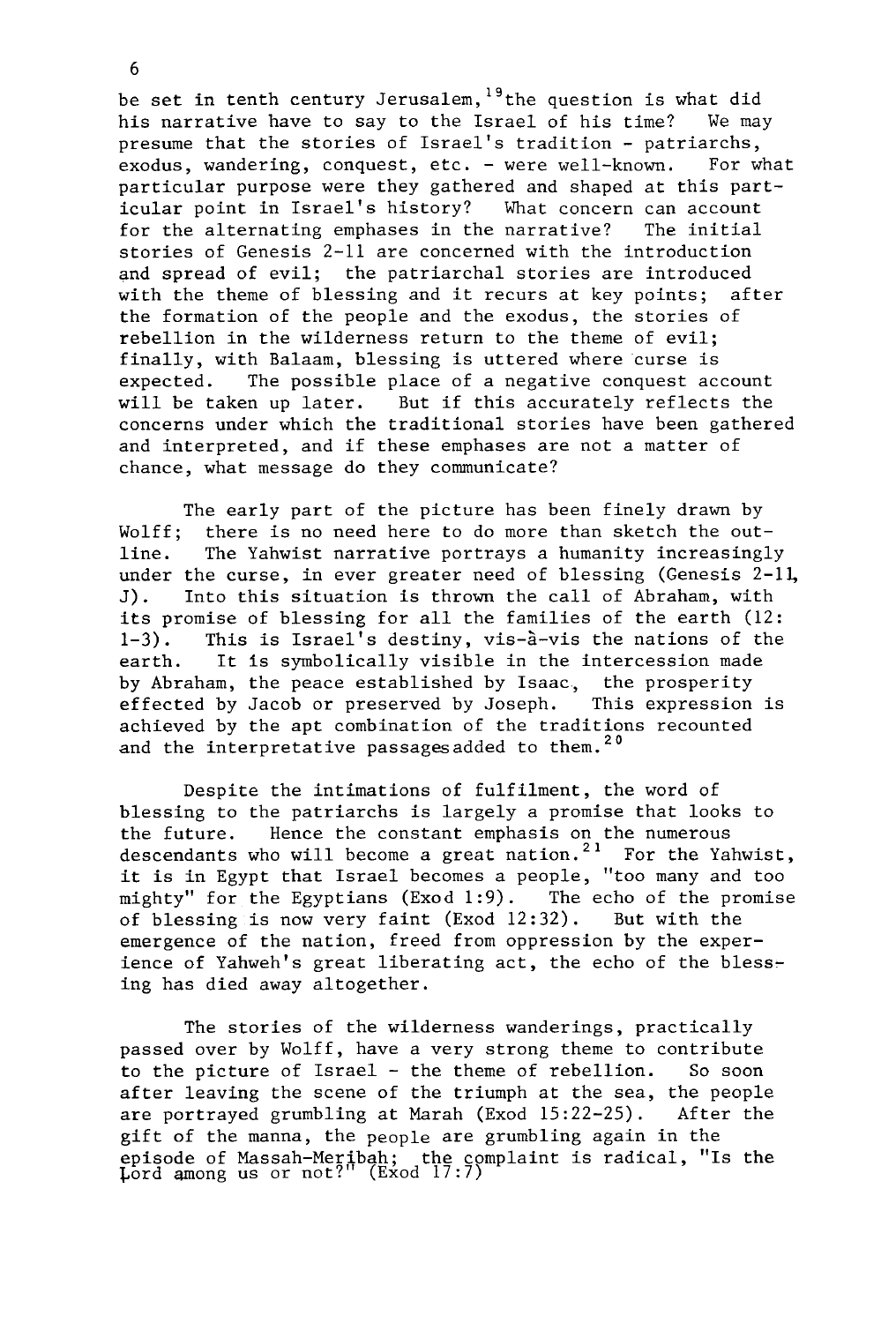be set in tenth century Jerusalem,[19] the question is what did his narrative have to say to the Israel of his time? We may presume that the stories of Israel's tradition - patriarchs, exodus, wandering, conquest, etc. - were well-known. For what particular purpose were they gathered and shaped at this particular point in Israel's history? What concern can account for the alternating emphases in the narrative? The initial stories of Genesis 2-11 are concerned with the introduction and spread of evil; the patriarchal stories are introduced with the theme of blessing and it recurs at key points; after the formation of the people and the exodus, the stories of rebellion in the wilderness return to the theme of evil; finally, with Balaam, blessing is uttered where curse is expected. The possible place of a negative conquest account will be taken up later. But if this accurately reflects the concerns under which the traditional stories have been gathered and interpreted, and if these emphases are not a matter of chance, what message do they communicate?

The early part of the picture has been finely drawn by Wolff; there is no need here to do more than sketch the outline. The Yahwist narrative portrays a humanity increasingly under the curse, in ever greater need of blessing (Genesis 2-11, J). Into this situation is thrown the call of Abraham, with its promise of blessing for all the families of the earth (12: 1-3). This is Israel's destiny, vis-à-vis the nations of the earth. It is symbolically visible in the intercession made by Abraham, the peace established by Isaac, the prosperity effected by Jacob or preserved by Joseph. This expression is achieved by the apt combination of the traditions recounted and the interpretative passages added to them.[20]

Despite the intimations of fulfilment, the word of blessing to the patriarchs is largely a promise that looks to the future. Hence the constant emphasis on the numerous descendants who will become a great nation.[21] For the Yahwist, it is in Egypt that Israel becomes a people, "too many and too mighty" for the Egyptians (Exod 1:9). The echo of the promise of blessing is now very faint (Exod 12:32). But with the emergence of the nation, freed from oppression by the experience of Yahweh's great liberating act, the echo of the blessing has died away altogether.

The stories of the wilderness wanderings, practically passed over by Wolff, have a very strong theme to contribute to the picture of Israel - the theme of rebellion. So soon after leaving the scene of the triumph at the sea, the people are portrayed grumbling at Marah (Exod 15:22-25). After the gift of the manna, the people are grumbling again in the episode of Massah-Meribah; the complaint is radical, "Is the Lord among us or not?" (Exod 17:7)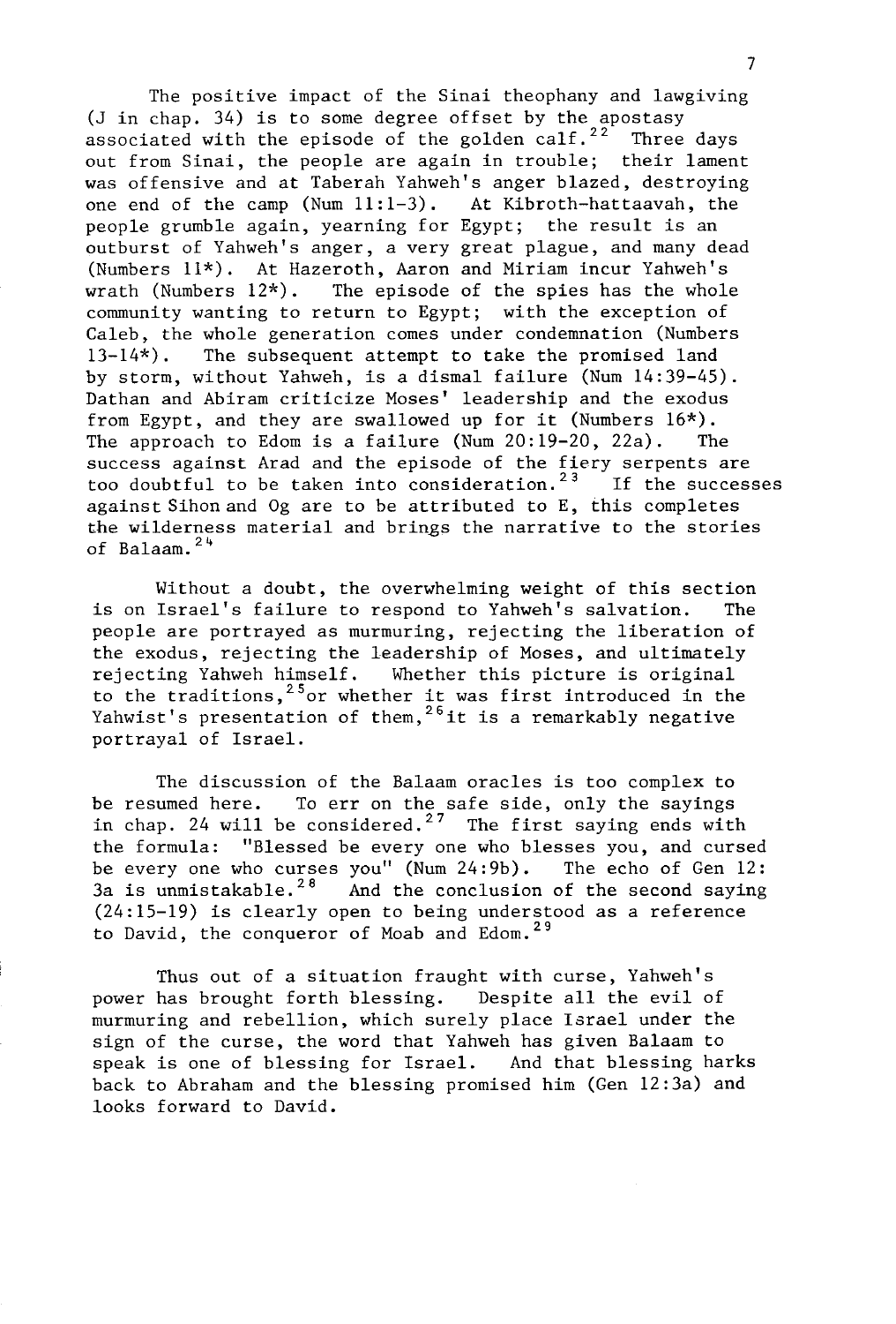The positive impact of the Sinai theophany and lawgiving (J in chap. 34) is to some degree offset by the apostasy associated with the episode of the golden calf.[22] Three days out from Sinai, the people are again in trouble; their lament was offensive and at Taberah Yahweh's anger blazed, destroying one end of the camp (Num 11:1-3). At Kibroth-hattaavah, the people grumble again, yearning for Egypt; the result is an outburst of Yahweh's anger, a very great plague, and many dead (Numbers 11*). At Hazeroth, Aaron and Miriam incur Yahweh's wrath (Numbers 12*). The episode of the spies has the whole community wanting to return to Egypt; with the exception of Caleb, the whole generation comes under condemnation (Numbers 13-14*). The subsequent attempt to take the promised land by storm, without Yahweh, is a dismal failure (Num 14:39-45). Dathan and Abiram criticize Moses' leadership and the exodus from Egypt, and they are swallowed up for it (Numbers 16*). The approach to Edom is a failure (Num 20:19-20, 22a). The success against Arad and the episode of the fiery serpents are too doubtful to be taken into consideration.[23] If the successes against Sihon and Og are to be attributed to E, this completes the wilderness material and brings the narrative to the stories of Balaam.[24]

Without a doubt, the overwhelming weight of this section is on Israel's failure to respond to Yahweh's salvation. The people are portrayed as murmuring, rejecting the liberation of the exodus, rejecting the leadership of Moses, and ultimately rejecting Yahweh himself. Whether this picture is original to the traditions,[25] or whether it was first introduced in the Yahwist's presentation of them,[26] it is a remarkably negative portrayal of Israel.

The discussion of the Balaam oracles is too complex to be resumed here. To err on the safe side, only the sayings in chap. 24 will be considered.[27] The first saying ends with the formula: "Blessed be every one who blesses you, and cursed be every one who curses you" (Num 24:9b). The echo of Gen 12:3a is unmistakable.[28] And the conclusion of the second saying (24:15-19) is clearly open to being understood as a reference to David, the conqueror of Moab and Edom.[29]

Thus out of a situation fraught with curse, Yahweh's power has brought forth blessing. Despite all the evil of murmuring and rebellion, which surely place Israel under the sign of the curse, the word that Yahweh has given Balaam to speak is one of blessing for Israel. And that blessing harks back to Abraham and the blessing promised him (Gen 12:3a) and looks forward to David.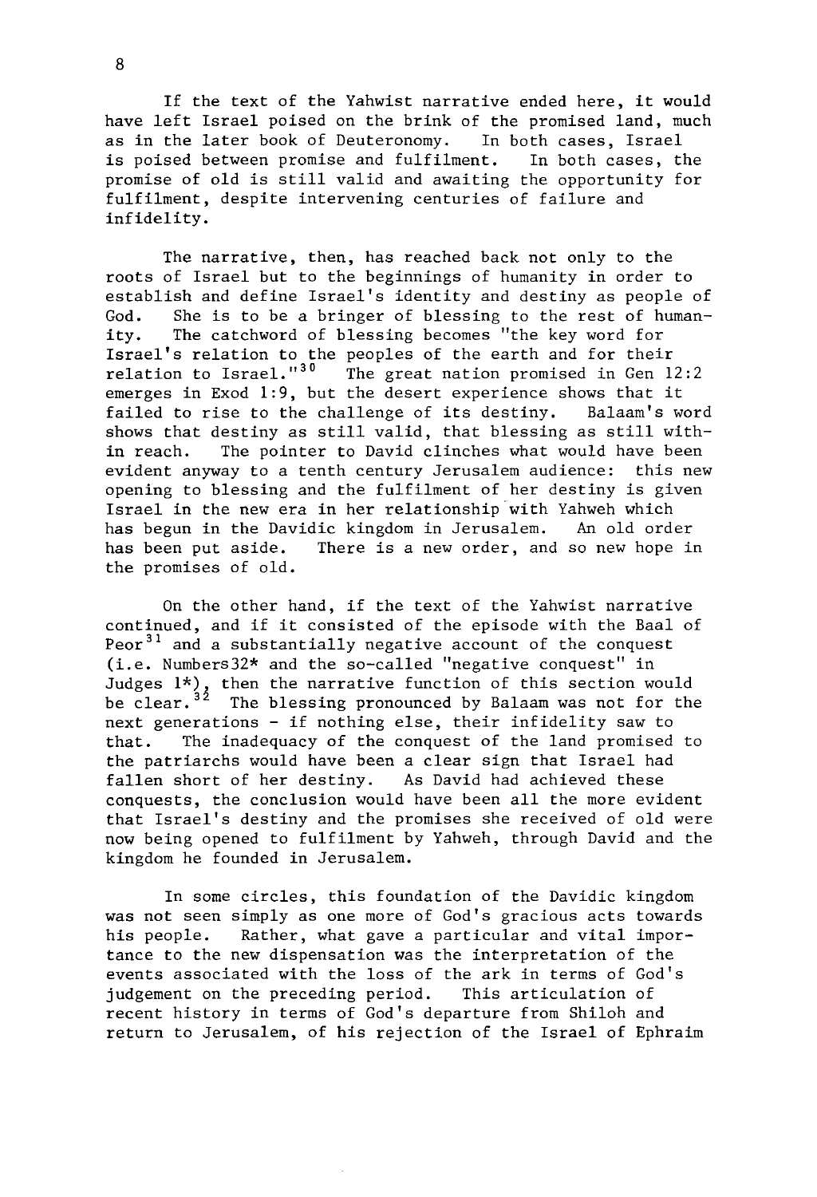If the text of the Yahwist narrative ended here, it would have left Israel poised on the brink of the promised land, much as in the later book of Deuteronomy. In both cases, Israel is poised between promise and fulfilment. In both cases, the promise of old is still valid and awaiting the opportunity for fulfilment, despite intervening centuries of failure and infidelity.

The narrative, then, has reached back not only to the roots of Israel but to the beginnings of humanity in order to establish and define Israel's identity and destiny as people of God. She is to be a bringer of blessing to the rest of humanity. The catchword of blessing becomes "the key word for Israel's relation to the peoples of the earth and for their relation to Israel."[30] The great nation promised in Gen 12:2 emerges in Exod 1:9, but the desert experience shows that it failed to rise to the challenge of its destiny. Balaam's word shows that destiny as still valid, that blessing as still within reach. The pointer to David clinches what would have been evident anyway to a tenth century Jerusalem audience: this new opening to blessing and the fulfilment of her destiny is given Israel in the new era in her relationship with Yahweh which has begun in the Davidic kingdom in Jerusalem. An old order has been put aside. There is a new order, and so new hope in the promises of old.

On the other hand, if the text of the Yahwist narrative continued, and if it consisted of the episode with the Baal of Peor[31] and a substantially negative account of the conquest (i.e. Numbers32* and the so-called "negative conquest" in Judges 1*), then the narrative function of this section would be clear.[32] The blessing pronounced by Balaam was not for the next generations - if nothing else, their infidelity saw to that. The inadequacy of the conquest of the land promised to the patriarchs would have been a clear sign that Israel had fallen short of her destiny. As David had achieved these conquests, the conclusion would have been all the more evident that Israel's destiny and the promises she received of old were now being opened to fulfilment by Yahweh, through David and the kingdom he founded in Jerusalem.

In some circles, this foundation of the Davidic kingdom was not seen simply as one more of God's gracious acts towards his people. Rather, what gave a particular and vital importance to the new dispensation was the interpretation of the events associated with the loss of the ark in terms of God's judgement on the preceding period. This articulation of recent history in terms of God's departure from Shiloh and return to Jerusalem, of his rejection of the Israel of Ephraim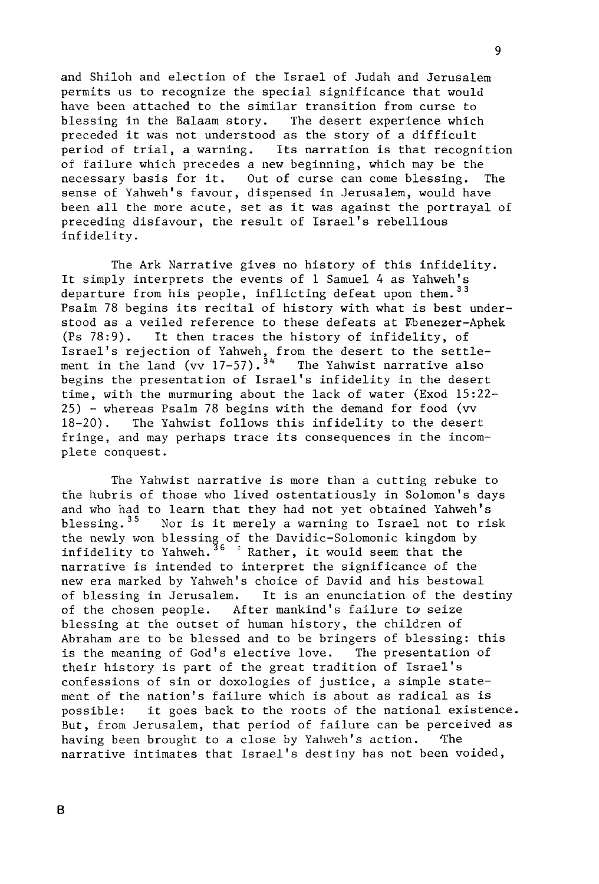and Shiloh and election of the Israel of Judah and Jerusalem permits us to recognize the special significance that would have been attached to the similar transition from curse to blessing in the Balaam story. The desert experience which preceded it was not understood as the story of a difficult period of trial, a warning. Its narration is that recognition of failure which precedes a new beginning, which may be the necessary basis for it. Out of curse can come blessing. The sense of Yahweh's favour, dispensed in Jerusalem, would have been all the more acute, set as it was against the portrayal of preceding disfavour, the result of Israel's rebellious infidelity.

The Ark Narrative gives no history of this infidelity. It simply interprets the events of 1 Samuel 4 as Yahweh's departure from his people, inflicting defeat upon them.[33] Psalm 78 begins its recital of history with what is best understood as a veiled reference to these defeats at Ebenezer-Aphek (Ps 78:9). It then traces the history of infidelity, of Israel's rejection of Yahweh, from the desert to the settlement in the land (vv 17-57).[34] The Yahwist narrative also begins the presentation of Israel's infidelity in the desert time, with the murmuring about the lack of water (Exod 15:22-25) - whereas Psalm 78 begins with the demand for food (vv 18-20). The Yahwist follows this infidelity to the desert fringe, and may perhaps trace its consequences in the incomplete conquest.

The Yahwist narrative is more than a cutting rebuke to the hubris of those who lived ostentatiously in Solomon's days and who had to learn that they had not yet obtained Yahweh's blessing.[35] Nor is it merely a warning to Israel not to risk the newly won blessing of the Davidic-Solomonic kingdom by infidelity to Yahweh.[36] Rather, it would seem that the narrative is intended to interpret the significance of the new era marked by Yahweh's choice of David and his bestowal of blessing in Jerusalem. It is an enunciation of the destiny of the chosen people. After mankind's failure to seize blessing at the outset of human history, the children of Abraham are to be blessed and to be bringers of blessing: this is the meaning of God's elective love. The presentation of their history is part of the great tradition of Israel's confessions of sin or doxologies of justice, a simple statement of the nation's failure which is about as radical as is possible: it goes back to the roots of the national existence. But, from Jerusalem, that period of failure can be perceived as having been brought to a close by Yahweh's action. The narrative intimates that Israel's destiny has not been voided,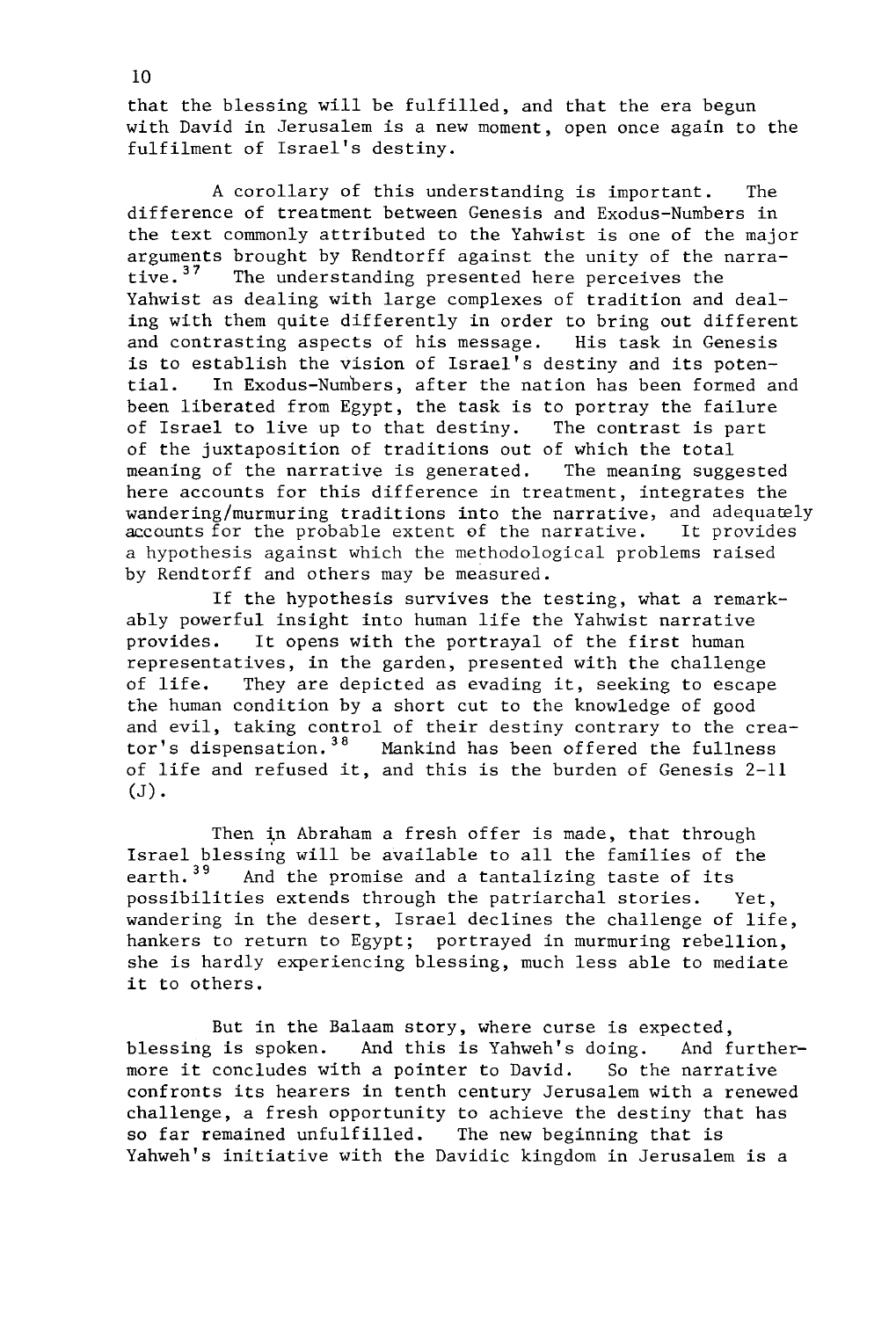that the blessing will be fulfilled, and that the era begun with David in Jerusalem is a new moment, open once again to the fulfilment of Israel's destiny.

A corollary of this understanding is important. The difference of treatment between Genesis and Exodus-Numbers in the text commonly attributed to the Yahwist is one of the major arguments brought by Rendtorff against the unity of the narrative.[37] The understanding presented here perceives the Yahwist as dealing with large complexes of tradition and dealing with them quite differently in order to bring out different and contrasting aspects of his message. His task in Genesis is to establish the vision of Israel's destiny and its potential. In Exodus-Numbers, after the nation has been formed and been liberated from Egypt, the task is to portray the failure of Israel to live up to that destiny. The contrast is part of the juxtaposition of traditions out of which the total meaning of the narrative is generated. The meaning suggested here accounts for this difference in treatment, integrates the wandering/murmuring traditions into the narrative, and adequately accounts for the probable extent of the narrative. It provides a hypothesis against which the methodological problems raised by Rendtorff and others may be measured.

If the hypothesis survives the testing, what a remarkably powerful insight into human life the Yahwist narrative provides. It opens with the portrayal of the first human representatives, in the garden, presented with the challenge of life. They are depicted as evading it, seeking to escape the human condition by a short cut to the knowledge of good and evil, taking control of their destiny contrary to the creator's dispensation.[38] Mankind has been offered the fullness of life and refused it, and this is the burden of Genesis 2-11 (J).

Then in Abraham a fresh offer is made, that through Israel blessing will be available to all the families of the earth.[39] And the promise and a tantalizing taste of its possibilities extends through the patriarchal stories. Yet, wandering in the desert, Israel declines the challenge of life, hankers to return to Egypt; portrayed in murmuring rebellion, she is hardly experiencing blessing, much less able to mediate it to others.

But in the Balaam story, where curse is expected, blessing is spoken. And this is Yahweh's doing. And furthermore it concludes with a pointer to David. So the narrative confronts its hearers in tenth century Jerusalem with a renewed challenge, a fresh opportunity to achieve the destiny that has so far remained unfulfilled. The new beginning that is Yahweh's initiative with the Davidic kingdom in Jerusalem is a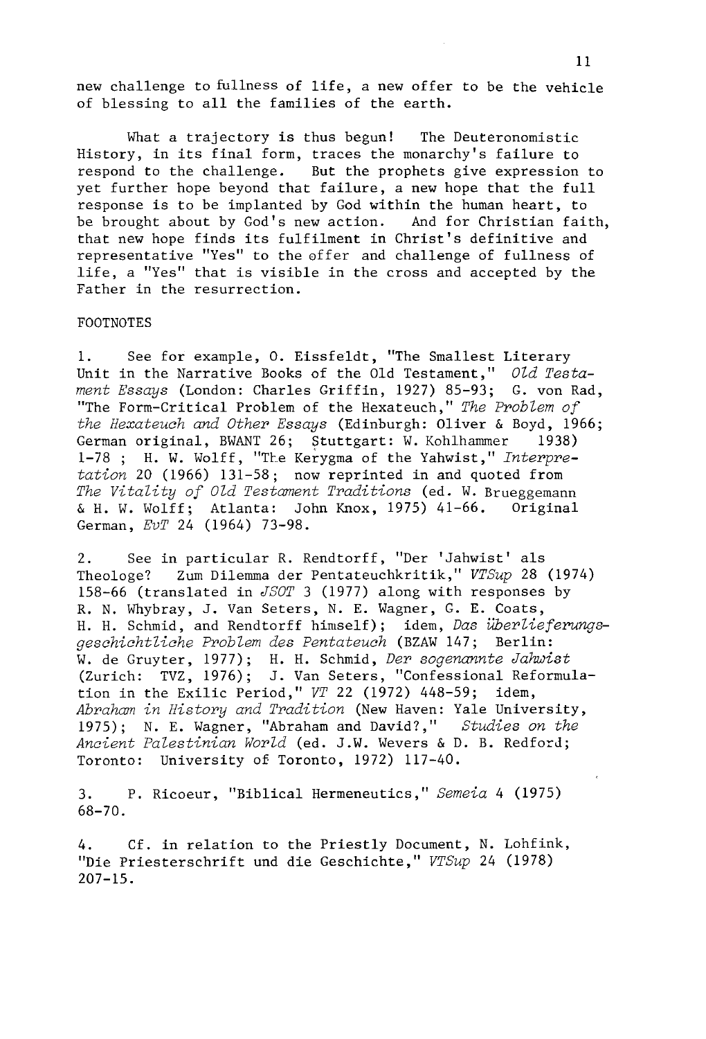new challenge to fullness of life, a new offer to be the vehicle of blessing to all the families of the earth.

What a trajectory is thus begun! The Deuteronomistic History, in its final form, traces the monarchy's failure to respond to the challenge. But the prophets give expression to yet further hope beyond that failure, a new hope that the full response is to be implanted by God within the human heart, to be brought about by God's new action. And for Christian faith, that new hope finds its fulfilment in Christ's definitive and representative "Yes" to the offer and challenge of fullness of life, a "Yes" that is visible in the cross and accepted by the Father in the resurrection.

FOOTNOTES

1. See for example, O. Eissfeldt, "The Smallest Literary Unit in the Narrative Books of the Old Testament," *Old Testament Essays* (London: Charles Griffin, 1927) 85-93; G. von Rad, "The Form-Critical Problem of the Hexateuch," *The Problem of the Hexateuch and Other Essays* (Edinburgh: Oliver & Boyd, 1966; German original, BWANT 26; Stuttgart: W. Kohlhammer 1938) 1-78 ; H. W. Wolff, "The Kerygma of the Yahwist," *Interpretation* 20 (1966) 131-58; now reprinted in and quoted from *The Vitality of Old Testament Traditions* (ed. W. Brueggemann & H. W. Wolff; Atlanta: John Knox, 1975) 41-66. Original German, *EvT* 24 (1964) 73-98.

2. See in particular R. Rendtorff, "Der 'Jahwist' als Theologe? Zum Dilemma der Pentateuchkritik," *VTSup* 28 (1974) 158-66 (translated in *JSOT* 3 (1977) along with responses by R. N. Whybray, J. Van Seters, N. E. Wagner, G. E. Coats, H. H. Schmid, and Rendtorff himself); idem, *Das überlieferungsgeschichtliche Problem des Pentateuch* (BZAW 147; Berlin: W. de Gruyter, 1977); H. H. Schmid, *Der sogenannte Jahwist* (Zurich: TVZ, 1976); J. Van Seters, "Confessional Reformulation in the Exilic Period," *VT* 22 (1972) 448-59; idem, *Abraham in History and Tradition* (New Haven: Yale University, 1975); N. E. Wagner, "Abraham and David?," *Studies on the Ancient Palestinian World* (ed. J.W. Wevers & D. B. Redford; Toronto: University of Toronto, 1972) 117-40.

3. P. Ricoeur, "Biblical Hermeneutics," *Semeia* 4 (1975) 68-70.

4. Cf. in relation to the Priestly Document, N. Lohfink, "Die Priesterschrift und die Geschichte," *VTSup* 24 (1978) 207-15.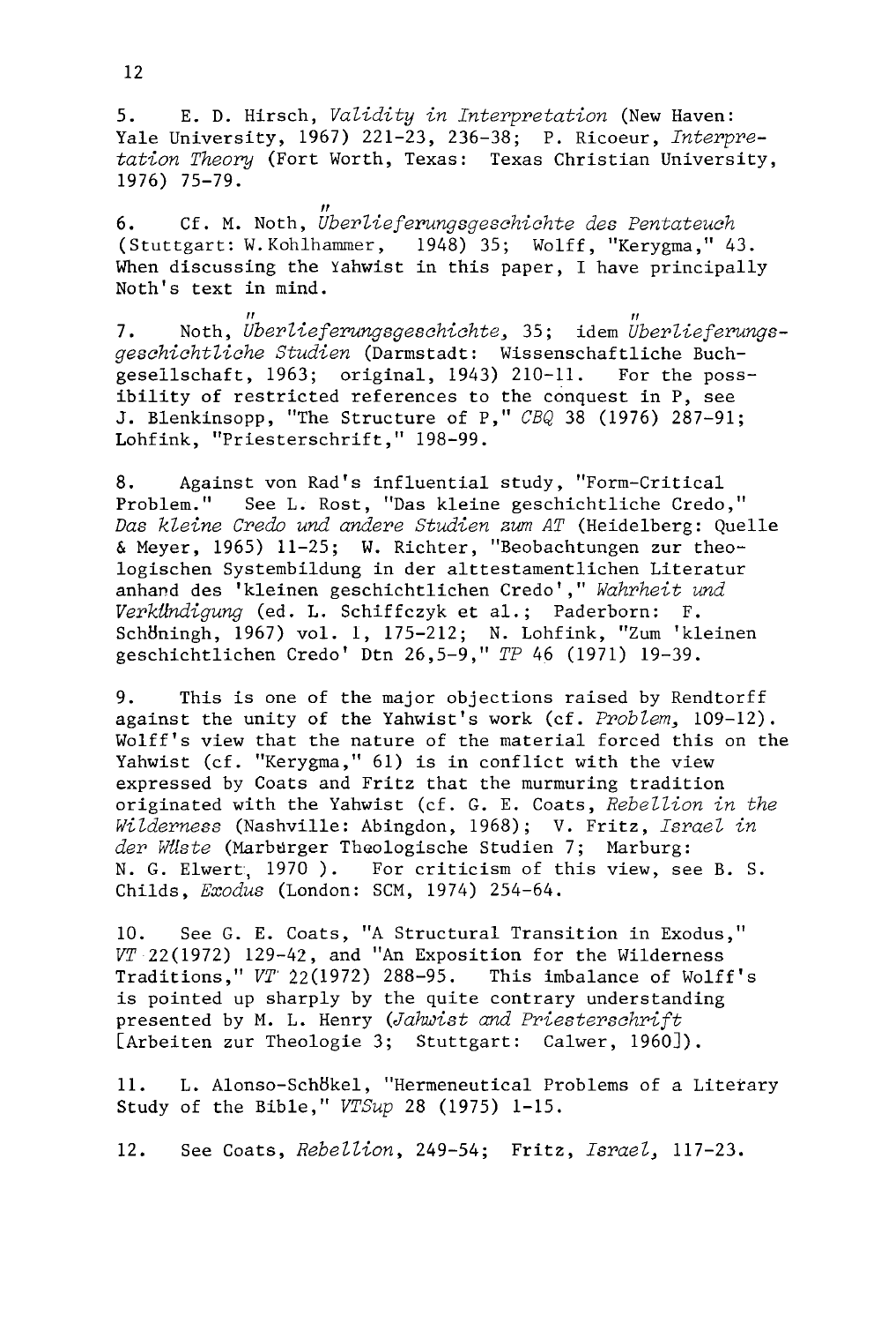5. E. D. Hirsch, *Validity in Interpretation* (New Haven: Yale University, 1967) 221-23, 236-38; P. Ricoeur, *Interpretation Theory* (Fort Worth, Texas: Texas Christian University, 1976) 75-79.

6. Cf. M. Noth, *Überlieferungsgeschichte des Pentateuch* (Stuttgart: W. Kohlhammer, 1948) 35; Wolff, "Kerygma," 43. When discussing the Yahwist in this paper, I have principally Noth's text in mind.

7. Noth, *Überlieferungsgeschichte*, 35; idem *Überlieferungsgeschichtliche Studien* (Darmstadt: Wissenschaftliche Buchgesellschaft, 1963; original, 1943) 210-11. For the possibility of restricted references to the conquest in P, see J. Blenkinsopp, "The Structure of P," *CBQ* 38 (1976) 287-91; Lohfink, "Priesterschrift," 198-99.

8. Against von Rad's influential study, "Form-Critical Problem." See L. Rost, "Das kleine geschichtliche Credo," *Das kleine Credo und andere Studien zum AT* (Heidelberg: Quelle & Meyer, 1965) 11-25; W. Richter, "Beobachtungen zur theologischen Systembildung in der alttestamentlichen Literatur anhand des 'kleinen geschichtlichen Credo'," *Wahrheit und Verkündigung* (ed. L. Schiffczyk et al.; Paderborn: F. Schöningh, 1967) vol. 1, 175-212; N. Lohfink, "Zum 'kleinen geschichtlichen Credo' Dtn 26,5-9," *TP* 46 (1971) 19-39.

9. This is one of the major objections raised by Rendtorff against the unity of the Yahwist's work (cf. *Problem*, 109-12). Wolff's view that the nature of the material forced this on the Yahwist (cf. "Kerygma," 61) is in conflict with the view expressed by Coats and Fritz that the murmuring tradition originated with the Yahwist (cf. G. E. Coats, *Rebellion in the Wilderness* (Nashville: Abingdon, 1968); V. Fritz, *Israel in der Wüste* (Marburger Theologische Studien 7; Marburg: N. G. Elwert, 1970 ). For criticism of this view, see B. S. Childs, *Exodus* (London: SCM, 1974) 254-64.

10. See G. E. Coats, "A Structural Transition in Exodus," *VT* 22(1972) 129-42, and "An Exposition for the Wilderness Traditions," *VT* 22(1972) 288-95. This imbalance of Wolff's is pointed up sharply by the quite contrary understanding presented by M. L. Henry (*Jahwist and Priesterschrift* [Arbeiten zur Theologie 3; Stuttgart: Calwer, 1960]).

11. L. Alonso-Schökel, "Hermeneutical Problems of a Literary Study of the Bible," *VTSup* 28 (1975) 1-15.

12. See Coats, *Rebellion*, 249-54; Fritz, *Israel*, 117-23.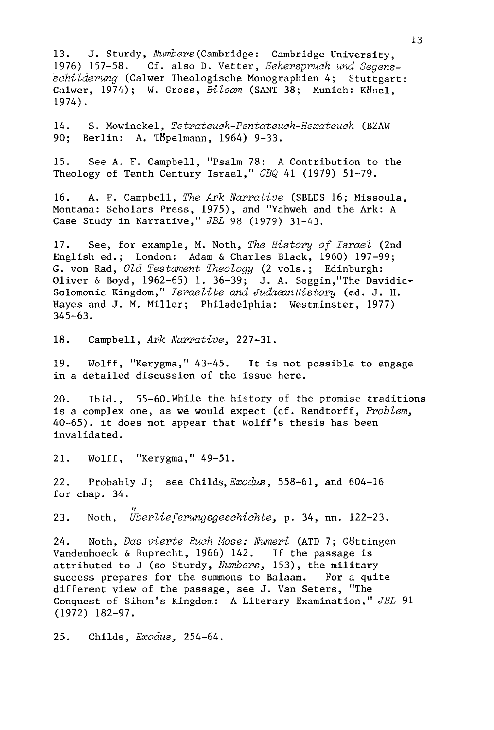13. J. Sturdy, *Numbers* (Cambridge: Cambridge University, 1976) 157-58. Cf. also D. Vetter, *Seherspruch und Segensschilderung* (Calwer Theologische Monographien 4; Stuttgart: Calwer, 1974); W. Gross, *Bileam* (SANT 38; Munich: Kösel, 1974).

14. S. Mowinckel, *Tetrateuch-Pentateuch-Hexateuch* (BZAW 90; Berlin: A. Töpelmann, 1964) 9-33.

15. See A. F. Campbell, "Psalm 78: A Contribution to the Theology of Tenth Century Israel," *CBQ* 41 (1979) 51-79.

16. A. F. Campbell, *The Ark Narrative* (SBLDS 16; Missoula, Montana: Scholars Press, 1975), and "Yahweh and the Ark: A Case Study in Narrative," *JBL* 98 (1979) 31-43.

17. See, for example, M. Noth, *The History of Israel* (2nd English ed.; London: Adam & Charles Black, 1960) 197-99; G. von Rad, *Old Testament Theology* (2 vols.; Edinburgh: Oliver & Boyd, 1962-65) 1. 36-39; J. A. Soggin, "The Davidic-Solomonic Kingdom," *Israelite and Judaean History* (ed. J. H. Hayes and J. M. Miller; Philadelphia: Westminster, 1977) 345-63.

18. Campbell, *Ark Narrative*, 227-31.

19. Wolff, "Kerygma," 43-45. It is not possible to engage in a detailed discussion of the issue here.

20. Ibid., 55-60. While the history of the promise traditions is a complex one, as we would expect (cf. Rendtorff, *Problem*, 40-65). it does not appear that Wolff's thesis has been invalidated.

21. Wolff, "Kerygma," 49-51.

22. Probably J; see Childs, *Exodus*, 558-61, and 604-16 for chap. 34.

23. Noth, *Überlieferungsgeschichte*, p. 34, nn. 122-23.

24. Noth, *Das vierte Buch Mose: Numeri* (ATD 7; Göttingen Vandenhoeck & Ruprecht, 1966) 142. If the passage is attributed to J (so Sturdy, *Numbers*, 153), the military success prepares for the summons to Balaam. For a quite different view of the passage, see J. Van Seters, "The Conquest of Sihon's Kingdom: A Literary Examination," *JBL* 91 (1972) 182-97.

25. Childs, *Exodus*, 254-64.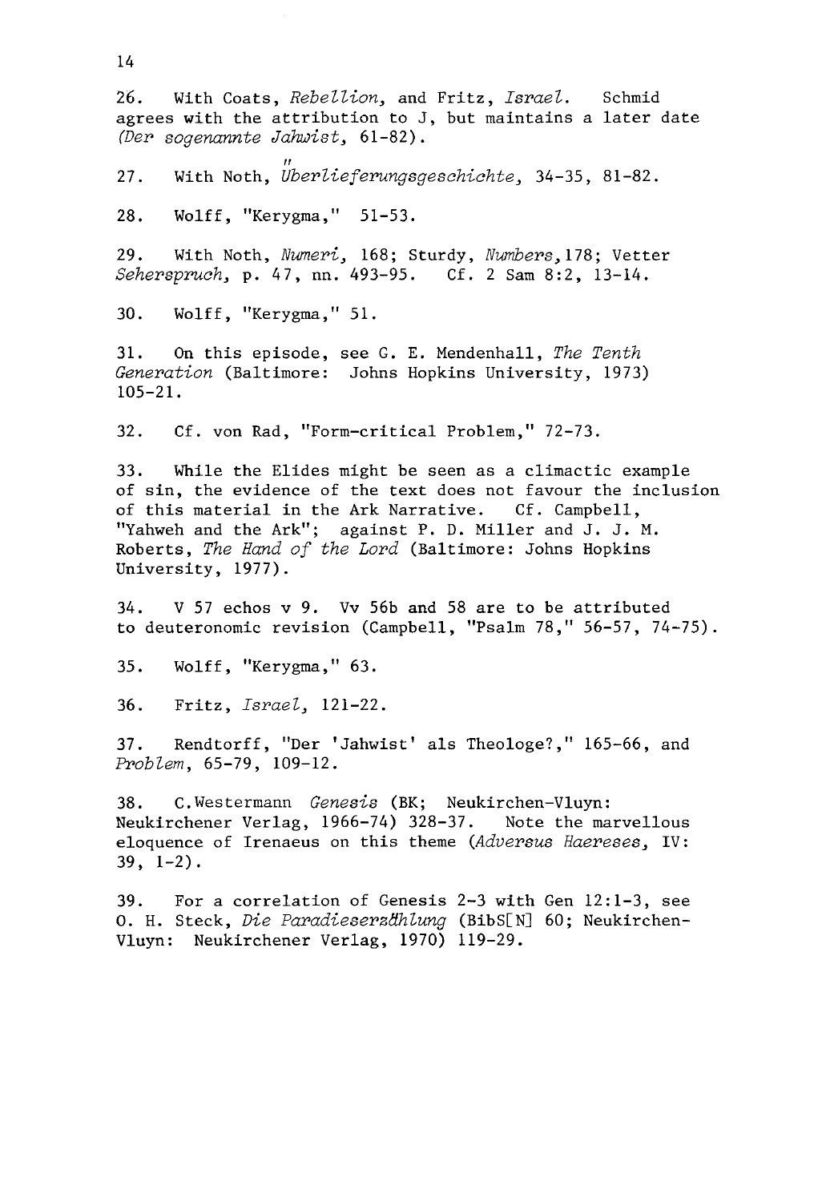26. With Coats, *Rebellion*, and Fritz, *Israel*. Schmid agrees with the attribution to J, but maintains a later date (*Der sogenannte Jahwist*, 61-82).

27. With Noth, *Überlieferungsgeschichte*, 34-35, 81-82.

28. Wolff, "Kerygma," 51-53.

29. With Noth, *Numeri*, 168; Sturdy, *Numbers*, 178; Vetter *Seherspruch*, p. 47, nn. 493-95. Cf. 2 Sam 8:2, 13-14.

30. Wolff, "Kerygma," 51.

31. On this episode, see G. E. Mendenhall, *The Tenth Generation* (Baltimore: Johns Hopkins University, 1973) 105-21.

32. Cf. von Rad, "Form-critical Problem," 72-73.

33. While the Elides might be seen as a climactic example of sin, the evidence of the text does not favour the inclusion of this material in the Ark Narrative. Cf. Campbell, "Yahweh and the Ark"; against P. D. Miller and J. J. M. Roberts, *The Hand of the Lord* (Baltimore: Johns Hopkins University, 1977).

34. V 57 echos v 9. Vv 56b and 58 are to be attributed to deuteronomic revision (Campbell, "Psalm 78," 56-57, 74-75).

35. Wolff, "Kerygma," 63.

36. Fritz, *Israel*, 121-22.

37. Rendtorff, "Der 'Jahwist' als Theologe?," 165-66, and *Problem*, 65-79, 109-12.

38. C. Westermann *Genesis* (BK; Neukirchen-Vluyn: Neukirchener Verlag, 1966-74) 328-37. Note the marvellous eloquence of Irenaeus on this theme (*Adversus Haereses*, IV: 39, 1-2).

39. For a correlation of Genesis 2-3 with Gen 12:1-3, see O. H. Steck, *Die Paradieserzählung* (BibS[N] 60; Neukirchen-Vluyn: Neukirchener Verlag, 1970) 119-29.